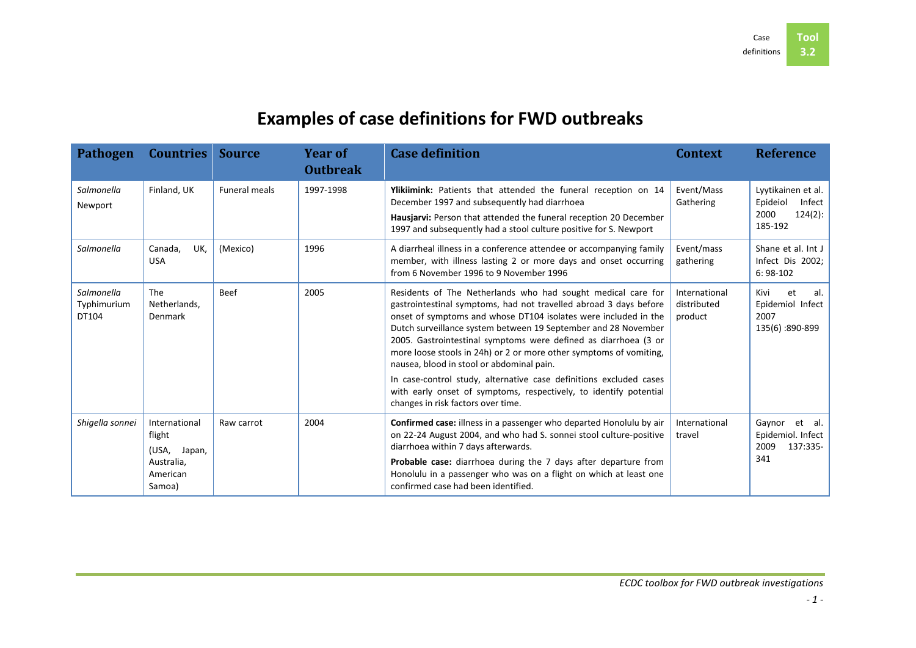# Examples of case definitions for FWD outbreaks

| Pathogen | Countries | Source | Year of Outbreak | Case definition | Context | Reference |
|---|---|---|---|---|---|---|
| *Salmonella* Newport | Finland, UK | Funeral meals | 1997-1998 | **Ylikiimink:** Patients that attended the funeral reception on 14 December 1997 and subsequently had diarrhoea<br>**Hausjarvi:** Person that attended the funeral reception 20 December 1997 and subsequently had a stool culture positive for S. Newport | Event/Mass Gathering | Lyytikainen et al. Epideiol Infect 2000 124(2): 185-192 |
| *Salmonella* | Canada, UK, USA | (Mexico) | 1996 | A diarrheal illness in a conference attendee or accompanying family member, with illness lasting 2 or more days and onset occurring from 6 November 1996 to 9 November 1996 | Event/mass gathering | Shane et al. Int J Infect Dis 2002; 6: 98-102 |
| *Salmonella* Typhimurium DT104 | The Netherlands, Denmark | Beef | 2005 | Residents of The Netherlands who had sought medical care for gastrointestinal symptoms, had not travelled abroad 3 days before onset of symptoms and whose DT104 isolates were included in the Dutch surveillance system between 19 September and 28 November 2005. Gastrointestinal symptoms were defined as diarrhoea (3 or more loose stools in 24h) or 2 or more other symptoms of vomiting, nausea, blood in stool or abdominal pain.<br>In case-control study, alternative case definitions excluded cases with early onset of symptoms, respectively, to identify potential changes in risk factors over time. | International distributed product | Kivi et al. Epidemiol Infect 2007 135(6) :890-899 |
| *Shigella sonnei* | International flight (USA, Japan, Australia, American Samoa) | Raw carrot | 2004 | **Confirmed case:** illness in a passenger who departed Honolulu by air on 22-24 August 2004, and who had S. sonnei stool culture-positive diarrhoea within 7 days afterwards.<br>**Probable case:** diarrhoea during the 7 days after departure from Honolulu in a passenger who was on a flight on which at least one confirmed case had been identified. | International travel | Gaynor et al. Epidemiol. Infect 2009 137:335-341 |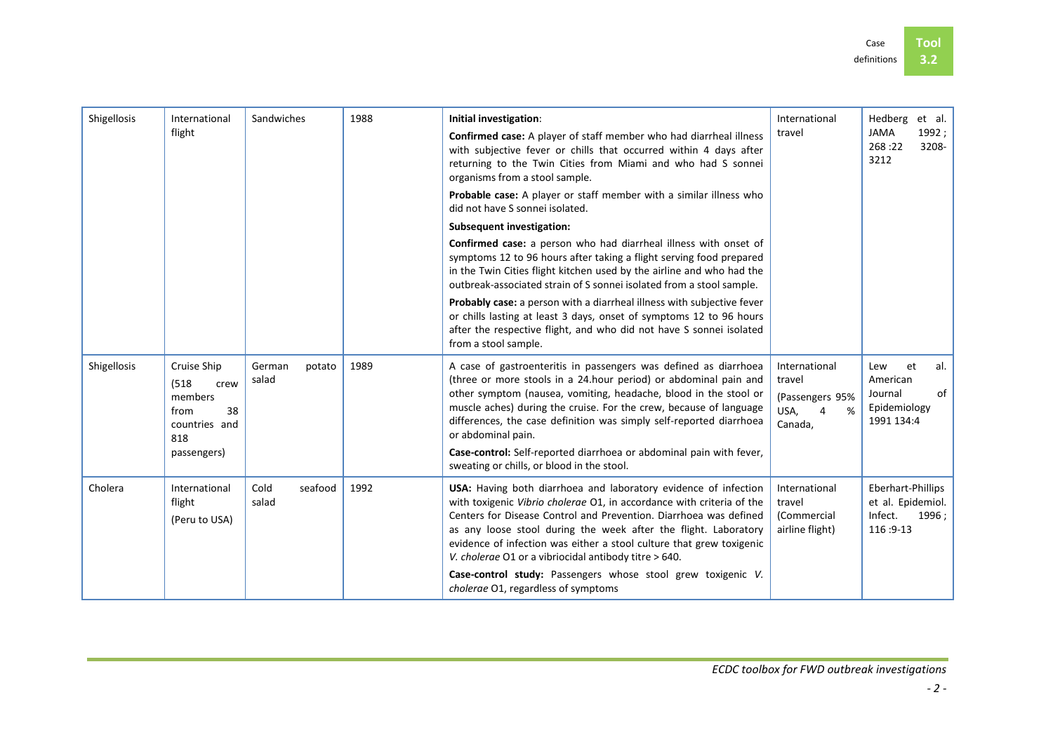| Shigellosis | International flight | Sandwiches | 1988 | **Initial investigation**:<br>**Confirmed case:** A player of staff member who had diarrheal illness with subjective fever or chills that occurred within 4 days after returning to the Twin Cities from Miami and who had S sonnei organisms from a stool sample.<br>**Probable case:** A player or staff member with a similar illness who did not have S sonnei isolated.<br>**Subsequent investigation:**<br>**Confirmed case:** a person who had diarrheal illness with onset of symptoms 12 to 96 hours after taking a flight serving food prepared in the Twin Cities flight kitchen used by the airline and who had the outbreak-associated strain of S sonnei isolated from a stool sample.<br>**Probably case:** a person with a diarrheal illness with subjective fever or chills lasting at least 3 days, onset of symptoms 12 to 96 hours after the respective flight, and who did not have S sonnei isolated from a stool sample. | International travel | Hedberg et al. JAMA 1992 ; 268 :22 3208-3212 |
|---|---|---|---|---|---|---|
| Shigellosis | Cruise Ship (518 crew members from 38 countries and 818 passengers) | German potato salad | 1989 | A case of gastroenteritis in passengers was defined as diarrhoea (three or more stools in a 24.hour period) or abdominal pain and other symptom (nausea, vomiting, headache, blood in the stool or muscle aches) during the cruise. For the crew, because of language differences, the case definition was simply self-reported diarrhoea or abdominal pain.<br>**Case-control:** Self-reported diarrhoea or abdominal pain with fever, sweating or chills, or blood in the stool. | International travel (Passengers 95% USA, 4 % Canada, | Lew et al. American Journal of Epidemiology 1991 134:4 |
| Cholera | International flight (Peru to USA) | Cold seafood salad | 1992 | **USA:** Having both diarrhoea and laboratory evidence of infection with toxigenic *Vibrio cholerae* O1, in accordance with criteria of the Centers for Disease Control and Prevention. Diarrhoea was defined as any loose stool during the week after the flight. Laboratory evidence of infection was either a stool culture that grew toxigenic *V. cholerae* O1 or a vibriocidal antibody titre > 640.<br>**Case-control study:** Passengers whose stool grew toxigenic *V. cholerae* O1, regardless of symptoms | International travel (Commercial airline flight) | Eberhart-Phillips et al. Epidemiol. Infect. 1996 ; 116 :9-13 |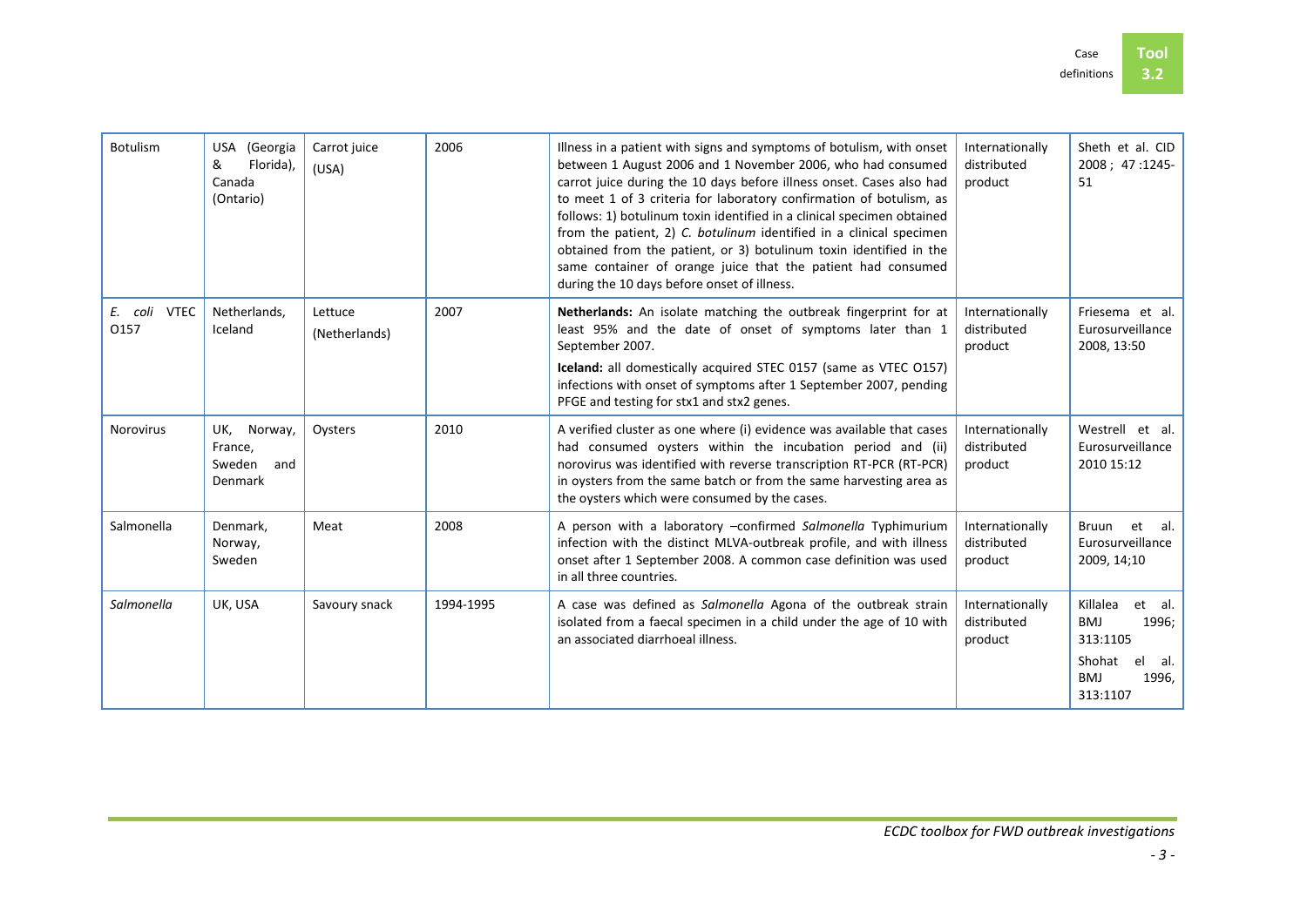| Botulism | USA (Georgia & Florida), Canada (Ontario) | Carrot juice (USA) | 2006 | Illness in a patient with signs and symptoms of botulism, with onset between 1 August 2006 and 1 November 2006, who had consumed carrot juice during the 10 days before illness onset. Cases also had to meet 1 of 3 criteria for laboratory confirmation of botulism, as follows: 1) botulinum toxin identified in a clinical specimen obtained from the patient, 2) *C. botulinum* identified in a clinical specimen obtained from the patient, or 3) botulinum toxin identified in the same container of orange juice that the patient had consumed during the 10 days before onset of illness. | Internationally distributed product | Sheth et al. CID 2008 ; 47 :1245-51 |
|---|---|---|---|---|---|---|
| *E. coli* VTEC O157 | Netherlands, Iceland | Lettuce (Netherlands) | 2007 | **Netherlands:** An isolate matching the outbreak fingerprint for at least 95% and the date of onset of symptoms later than 1 September 2007.<br>**Iceland:** all domestically acquired STEC 0157 (same as VTEC O157) infections with onset of symptoms after 1 September 2007, pending PFGE and testing for stx1 and stx2 genes. | Internationally distributed product | Friesema et al. Eurosurveillance 2008, 13:50 |
| Norovirus | UK, Norway, France, Sweden and Denmark | Oysters | 2010 | A verified cluster as one where (i) evidence was available that cases had consumed oysters within the incubation period and (ii) norovirus was identified with reverse transcription RT-PCR (RT-PCR) in oysters from the same batch or from the same harvesting area as the oysters which were consumed by the cases. | Internationally distributed product | Westrell et al. Eurosurveillance 2010 15:12 |
| Salmonella | Denmark, Norway, Sweden | Meat | 2008 | A person with a laboratory –confirmed *Salmonella* Typhimurium infection with the distinct MLVA-outbreak profile, and with illness onset after 1 September 2008. A common case definition was used in all three countries. | Internationally distributed product | Bruun et al. Eurosurveillance 2009, 14;10 |
| *Salmonella* | UK, USA | Savoury snack | 1994-1995 | A case was defined as *Salmonella* Agona of the outbreak strain isolated from a faecal specimen in a child under the age of 10 with an associated diarrhoeal illness. | Internationally distributed product | Killalea et al. BMJ 1996; 313:1105<br>Shohat el al. BMJ 1996, 313:1107 |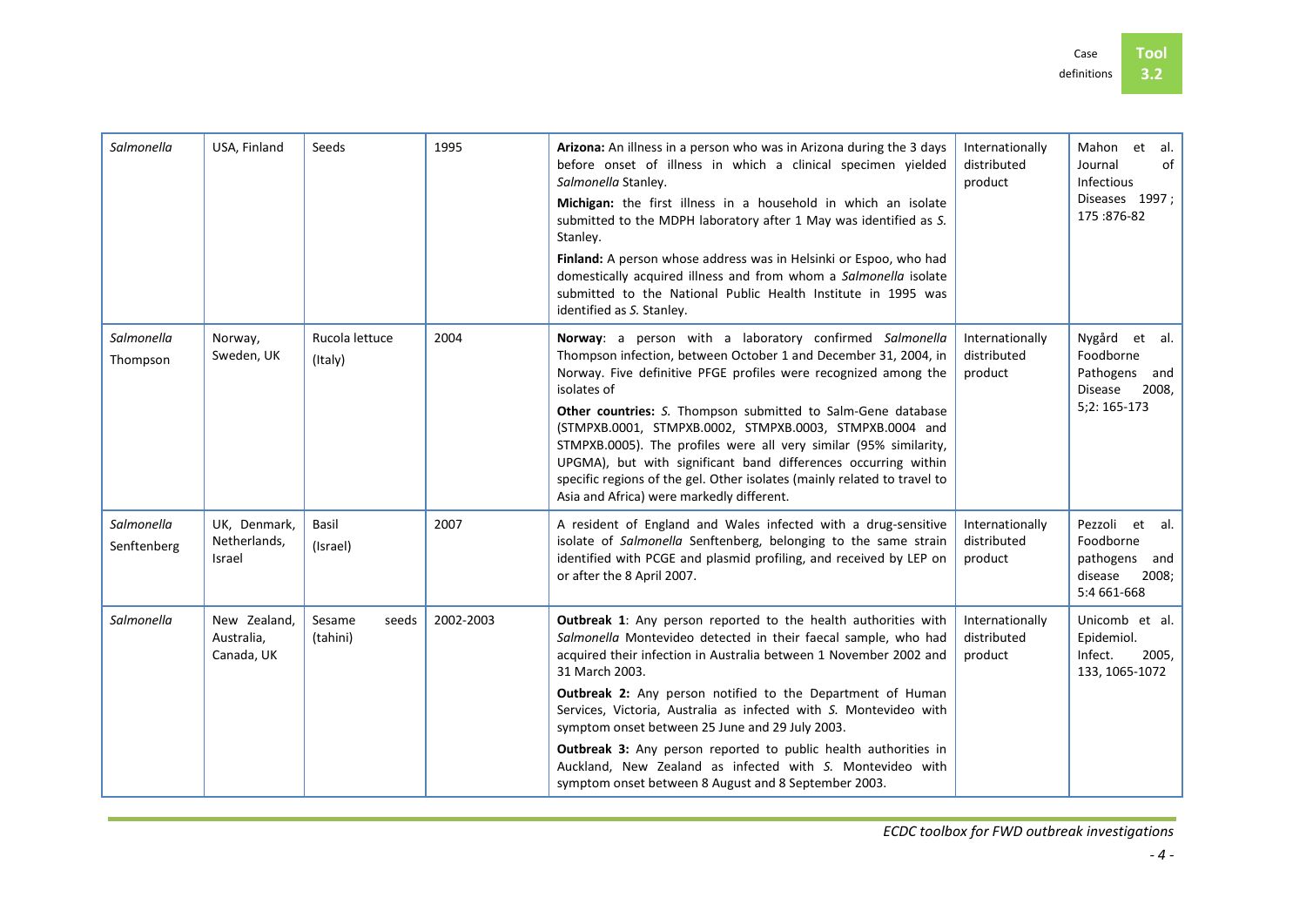| | | | | | | |
|---|---|---|---|---|---|---|
| *Salmonella* | USA, Finland | Seeds | 1995 | **Arizona:** An illness in a person who was in Arizona during the 3 days before onset of illness in which a clinical specimen yielded *Salmonella* Stanley.<br>**Michigan:** the first illness in a household in which an isolate submitted to the MDPH laboratory after 1 May was identified as *S.* Stanley.<br>**Finland:** A person whose address was in Helsinki or Espoo, who had domestically acquired illness and from whom a *Salmonella* isolate submitted to the National Public Health Institute in 1995 was identified as *S.* Stanley. | Internationally distributed product | Mahon et al. Journal of Infectious Diseases 1997 ; 175 :876-82 |
| *Salmonella* Thompson | Norway, Sweden, UK | Rucola lettuce (Italy) | 2004 | **Norway**: a person with a laboratory confirmed *Salmonella* Thompson infection, between October 1 and December 31, 2004, in Norway. Five definitive PFGE profiles were recognized among the isolates of<br>**Other countries:** *S.* Thompson submitted to Salm-Gene database (STMPXB.0001, STMPXB.0002, STMPXB.0003, STMPXB.0004 and STMPXB.0005). The profiles were all very similar (95% similarity, UPGMA), but with significant band differences occurring within specific regions of the gel. Other isolates (mainly related to travel to Asia and Africa) were markedly different. | Internationally distributed product | Nygård et al. Foodborne Pathogens and Disease 2008, 5;2: 165-173 |
| *Salmonella* Senftenberg | UK, Denmark, Netherlands, Israel | Basil (Israel) | 2007 | A resident of England and Wales infected with a drug-sensitive isolate of *Salmonella* Senftenberg, belonging to the same strain identified with PCGE and plasmid profiling, and received by LEP on or after the 8 April 2007. | Internationally distributed product | Pezzoli et al. Foodborne pathogens and disease 2008; 5:4 661-668 |
| *Salmonella* | New Zealand, Australia, Canada, UK | Sesame seeds (tahini) | 2002-2003 | **Outbreak 1**: Any person reported to the health authorities with *Salmonella* Montevideo detected in their faecal sample, who had acquired their infection in Australia between 1 November 2002 and 31 March 2003.<br>**Outbreak 2:** Any person notified to the Department of Human Services, Victoria, Australia as infected with *S.* Montevideo with symptom onset between 25 June and 29 July 2003.<br>**Outbreak 3:** Any person reported to public health authorities in Auckland, New Zealand as infected with *S.* Montevideo with symptom onset between 8 August and 8 September 2003. | Internationally distributed product | Unicomb et al. Epidemiol. Infect. 2005, 133, 1065-1072 |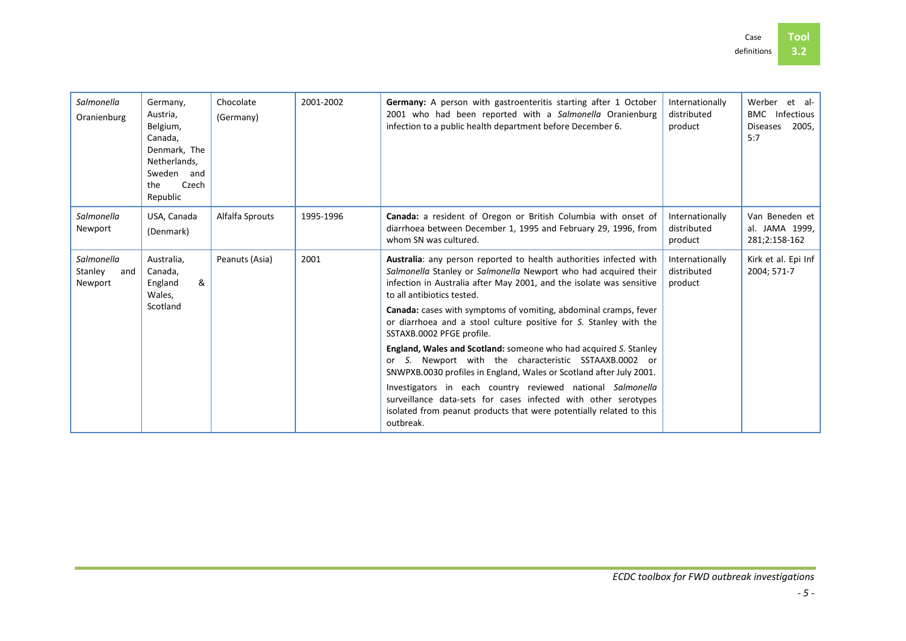| *Salmonella* Oranienburg | Germany, Austria, Belgium, Canada, Denmark, The Netherlands, Sweden and the Czech Republic | Chocolate (Germany) | 2001-2002 | **Germany:** A person with gastroenteritis starting after 1 October 2001 who had been reported with a *Salmonella* Oranienburg infection to a public health department before December 6. | Internationally distributed product | Werber et al- BMC Infectious Diseases 2005, 5:7 |
|---|---|---|---|---|---|---|
| *Salmonella* Newport | USA, Canada (Denmark) | Alfalfa Sprouts | 1995-1996 | **Canada:** a resident of Oregon or British Columbia with onset of diarrhoea between December 1, 1995 and February 29, 1996, from whom SN was cultured. | Internationally distributed product | Van Beneden et al. JAMA 1999, 281;2:158-162 |
| *Salmonella* Stanley and Newport | Australia, Canada, England & Wales, Scotland | Peanuts (Asia) | 2001 | **Australia**: any person reported to health authorities infected with *Salmonella* Stanley or *Salmonella* Newport who had acquired their infection in Australia after May 2001, and the isolate was sensitive to all antibiotics tested.<br><br>**Canada:** cases with symptoms of vomiting, abdominal cramps, fever or diarrhoea and a stool culture positive for *S.* Stanley with the SSTAXB.0002 PFGE profile.<br><br>**England, Wales and Scotland:** someone who had acquired *S.* Stanley or *S.* Newport with the characteristic SSTAAXB.0002 or SNWPXB.0030 profiles in England, Wales or Scotland after July 2001.<br><br>Investigators in each country reviewed national *Salmonella* surveillance data-sets for cases infected with other serotypes isolated from peanut products that were potentially related to this outbreak. | Internationally distributed product | Kirk et al. Epi Inf 2004; 571-7 |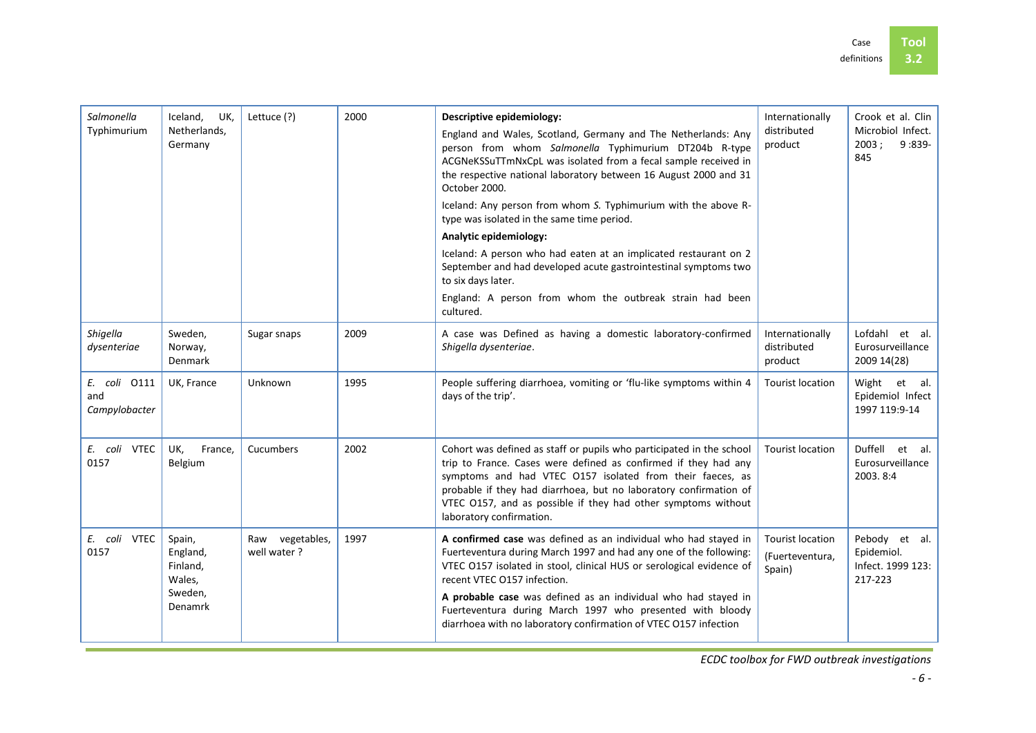| | | | | | | |
|---|---|---|---|---|---|---|
| *Salmonella* Typhimurium | Iceland, UK, Netherlands, Germany | Lettuce (?) | 2000 | **Descriptive epidemiology:**<br>England and Wales, Scotland, Germany and The Netherlands: Any person from whom *Salmonella* Typhimurium DT204b R-type ACGNeKSSuTTmNxCpL was isolated from a fecal sample received in the respective national laboratory between 16 August 2000 and 31 October 2000.<br>Iceland: Any person from whom *S.* Typhimurium with the above R-type was isolated in the same time period.<br>**Analytic epidemiology:**<br>Iceland: A person who had eaten at an implicated restaurant on 2 September and had developed acute gastrointestinal symptoms two to six days later.<br>England: A person from whom the outbreak strain had been cultured. | Internationally distributed product | Crook et al. Clin Microbiol Infect. 2003 ; 9 :839-845 |
| *Shigella dysenteriae* | Sweden, Norway, Denmark | Sugar snaps | 2009 | A case was Defined as having a domestic laboratory-confirmed *Shigella dysenteriae*. | Internationally distributed product | Lofdahl et al. Eurosurveillance 2009 14(28) |
| *E. coli* O111 and *Campylobacter* | UK, France | Unknown | 1995 | People suffering diarrhoea, vomiting or 'flu-like symptoms within 4 days of the trip'. | Tourist location | Wight et al. Epidemiol Infect 1997 119:9-14 |
| *E. coli* VTEC 0157 | UK, France, Belgium | Cucumbers | 2002 | Cohort was defined as staff or pupils who participated in the school trip to France. Cases were defined as confirmed if they had any symptoms and had VTEC O157 isolated from their faeces, as probable if they had diarrhoea, but no laboratory confirmation of VTEC O157, and as possible if they had other symptoms without laboratory confirmation. | Tourist location | Duffell et al. Eurosurveillance 2003. 8:4 |
| *E. coli* VTEC 0157 | Spain, England, Finland, Wales, Sweden, Denamrk | Raw vegetables, well water ? | 1997 | **A confirmed case** was defined as an individual who had stayed in Fuerteventura during March 1997 and had any one of the following: VTEC O157 isolated in stool, clinical HUS or serological evidence of recent VTEC O157 infection.<br>**A probable case** was defined as an individual who had stayed in Fuerteventura during March 1997 who presented with bloody diarrhoea with no laboratory confirmation of VTEC O157 infection | Tourist location (Fuerteventura, Spain) | Pebody et al. Epidemiol. Infect. 1999 123: 217-223 |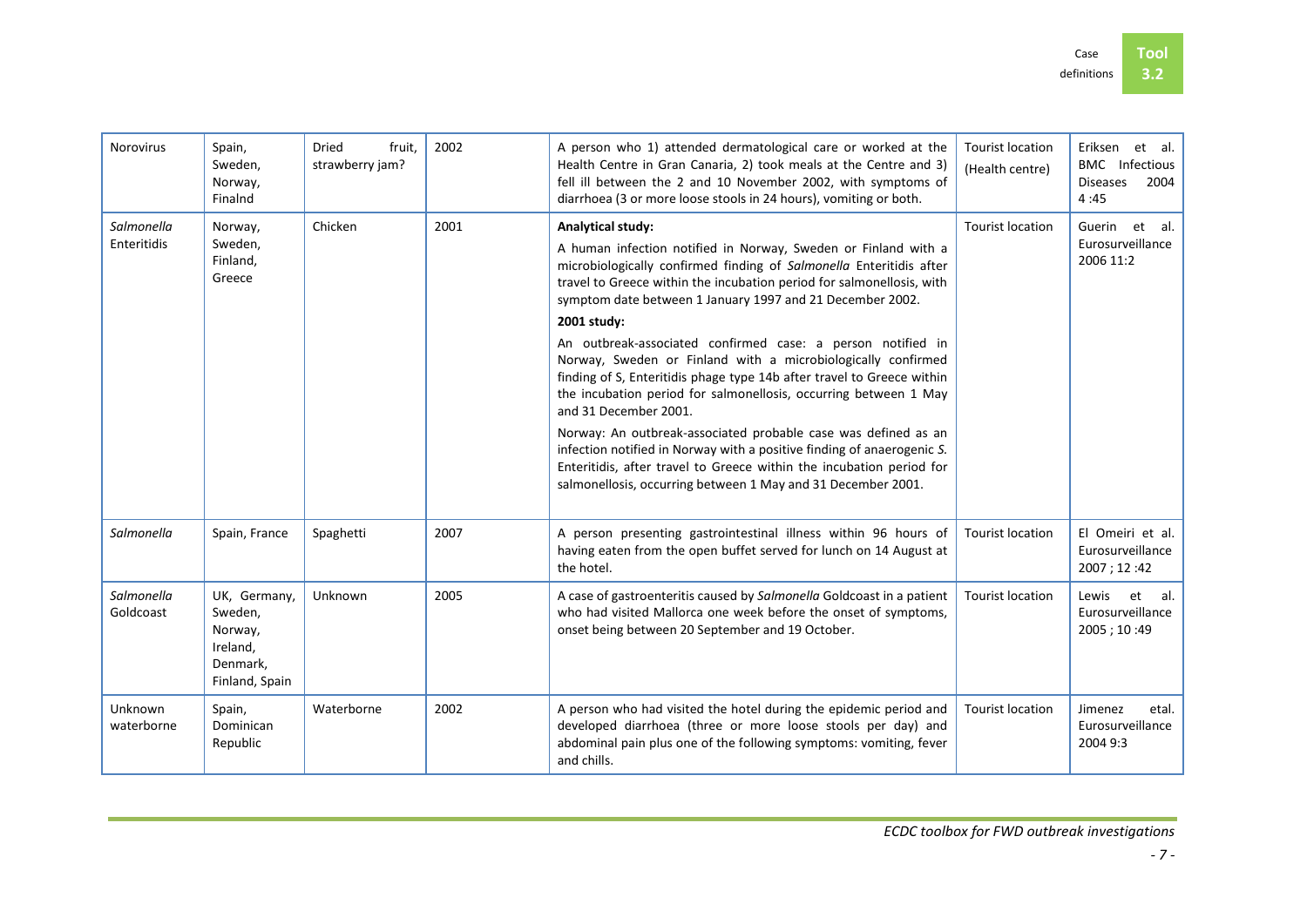| Norovirus | Spain, Sweden, Norway, Finalnd | Dried fruit, strawberry jam? | 2002 | A person who 1) attended dermatological care or worked at the Health Centre in Gran Canaria, 2) took meals at the Centre and 3) fell ill between the 2 and 10 November 2002, with symptoms of diarrhoea (3 or more loose stools in 24 hours), vomiting or both. | Tourist location (Health centre) | Eriksen et al. BMC Infectious Diseases 2004 4 :45 |
|---|---|---|---|---|---|---|
| *Salmonella* Enteritidis | Norway, Sweden, Finland, Greece | Chicken | 2001 | **Analytical study:** A human infection notified in Norway, Sweden or Finland with a microbiologically confirmed finding of *Salmonella* Enteritidis after travel to Greece within the incubation period for salmonellosis, with symptom date between 1 January 1997 and 21 December 2002. **2001 study:** An outbreak-associated confirmed case: a person notified in Norway, Sweden or Finland with a microbiologically confirmed finding of S, Enteritidis phage type 14b after travel to Greece within the incubation period for salmonellosis, occurring between 1 May and 31 December 2001. Norway: An outbreak-associated probable case was defined as an infection notified in Norway with a positive finding of anaerogenic *S.* Enteritidis, after travel to Greece within the incubation period for salmonellosis, occurring between 1 May and 31 December 2001. | Tourist location | Guerin et al. Eurosurveillance 2006 11:2 |
| *Salmonella* | Spain, France | Spaghetti | 2007 | A person presenting gastrointestinal illness within 96 hours of having eaten from the open buffet served for lunch on 14 August at the hotel. | Tourist location | El Omeiri et al. Eurosurveillance 2007 ; 12 :42 |
| *Salmonella* Goldcoast | UK, Germany, Sweden, Norway, Ireland, Denmark, Finland, Spain | Unknown | 2005 | A case of gastroenteritis caused by *Salmonella* Goldcoast in a patient who had visited Mallorca one week before the onset of symptoms, onset being between 20 September and 19 October. | Tourist location | Lewis et al. Eurosurveillance 2005 ; 10 :49 |
| Unknown waterborne | Spain, Dominican Republic | Waterborne | 2002 | A person who had visited the hotel during the epidemic period and developed diarrhoea (three or more loose stools per day) and abdominal pain plus one of the following symptoms: vomiting, fever and chills. | Tourist location | Jimenez etal. Eurosurveillance 2004 9:3 |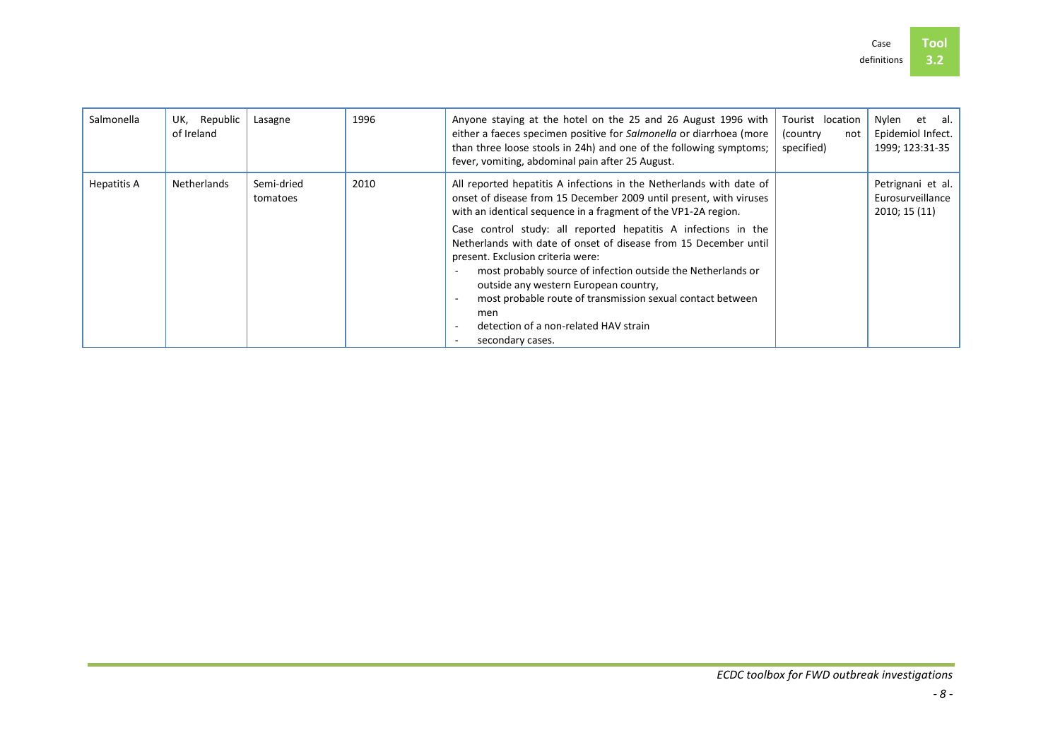| | | | | | | |
|---|---|---|---|---|---|---|
| Salmonella | UK, Republic of Ireland | Lasagne | 1996 | Anyone staying at the hotel on the 25 and 26 August 1996 with either a faeces specimen positive for *Salmonella* or diarrhoea (more than three loose stools in 24h) and one of the following symptoms; fever, vomiting, abdominal pain after 25 August. | Tourist location (country not specified) | Nylen et al. Epidemiol Infect. 1999; 123:31-35 |
| Hepatitis A | Netherlands | Semi-dried tomatoes | 2010 | All reported hepatitis A infections in the Netherlands with date of onset of disease from 15 December 2009 until present, with viruses with an identical sequence in a fragment of the VP1-2A region.<br><br>Case control study: all reported hepatitis A infections in the Netherlands with date of onset of disease from 15 December until present. Exclusion criteria were:<br>- most probably source of infection outside the Netherlands or outside any western European country,<br>- most probable route of transmission sexual contact between men<br>- detection of a non-related HAV strain<br>- secondary cases. | | Petrignani et al. Eurosurveillance 2010; 15 (11) |